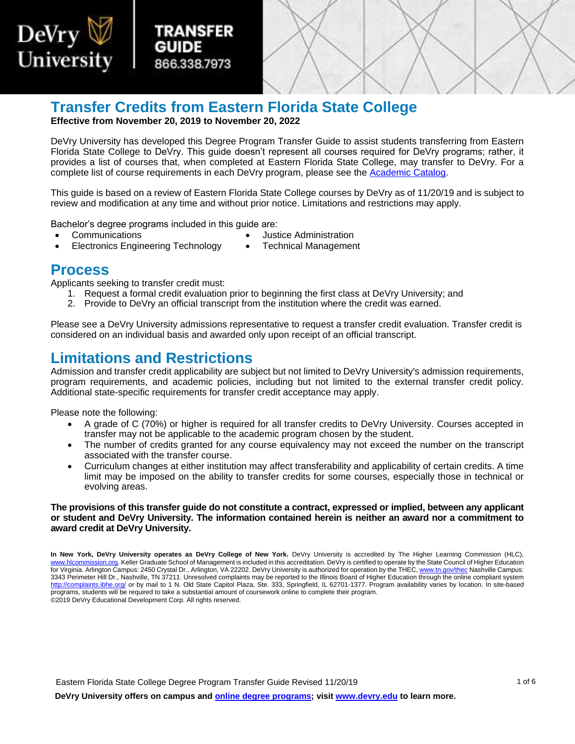DeVry University

TRANSFER GUIDE
866.338.7973

# Transfer Credits from Eastern Florida State College

**Effective from November 20, 2019 to November 20, 2022**

DeVry University has developed this Degree Program Transfer Guide to assist students transferring from Eastern Florida State College to DeVry. This guide doesn't represent all courses required for DeVry programs; rather, it provides a list of courses that, when completed at Eastern Florida State College, may transfer to DeVry. For a complete list of course requirements in each DeVry program, please see the Academic Catalog.

This guide is based on a review of Eastern Florida State College courses by DeVry as of 11/20/19 and is subject to review and modification at any time and without prior notice. Limitations and restrictions may apply.

Bachelor's degree programs included in this guide are:

- Communications
- Electronics Engineering Technology
- Justice Administration
- Technical Management

## Process

Applicants seeking to transfer credit must:

1. Request a formal credit evaluation prior to beginning the first class at DeVry University; and
2. Provide to DeVry an official transcript from the institution where the credit was earned.

Please see a DeVry University admissions representative to request a transfer credit evaluation. Transfer credit is considered on an individual basis and awarded only upon receipt of an official transcript.

## Limitations and Restrictions

Admission and transfer credit applicability are subject but not limited to DeVry University's admission requirements, program requirements, and academic policies, including but not limited to the external transfer credit policy. Additional state-specific requirements for transfer credit acceptance may apply.

Please note the following:

- A grade of C (70%) or higher is required for all transfer credits to DeVry University. Courses accepted in transfer may not be applicable to the academic program chosen by the student.
- The number of credits granted for any course equivalency may not exceed the number on the transcript associated with the transfer course.
- Curriculum changes at either institution may affect transferability and applicability of certain credits. A time limit may be imposed on the ability to transfer credits for some courses, especially those in technical or evolving areas.

**The provisions of this transfer guide do not constitute a contract, expressed or implied, between any applicant or student and DeVry University. The information contained herein is neither an award nor a commitment to award credit at DeVry University.**

**In New York, DeVry University operates as DeVry College of New York.** DeVry University is accredited by The Higher Learning Commission (HLC), www.hlcommission.org. Keller Graduate School of Management is included in this accreditation. DeVry is certified to operate by the State Council of Higher Education for Virginia. Arlington Campus: 2450 Crystal Dr., Arlington, VA 22202. DeVry University is authorized for operation by the THEC, www.tn.gov/thec Nashville Campus: 3343 Perimeter Hill Dr., Nashville, TN 37211. Unresolved complaints may be reported to the Illinois Board of Higher Education through the online compliant system http://complaints.ibhe.org/ or by mail to 1 N. Old State Capitol Plaza, Ste. 333, Springfield, IL 62701-1377. Program availability varies by location. In site-based programs, students will be required to take a substantial amount of coursework online to complete their program.
©2019 DeVry Educational Development Corp. All rights reserved.

Eastern Florida State College Degree Program Transfer Guide Revised 11/20/19

**DeVry University offers on campus and online degree programs; visit www.devry.edu to learn more.**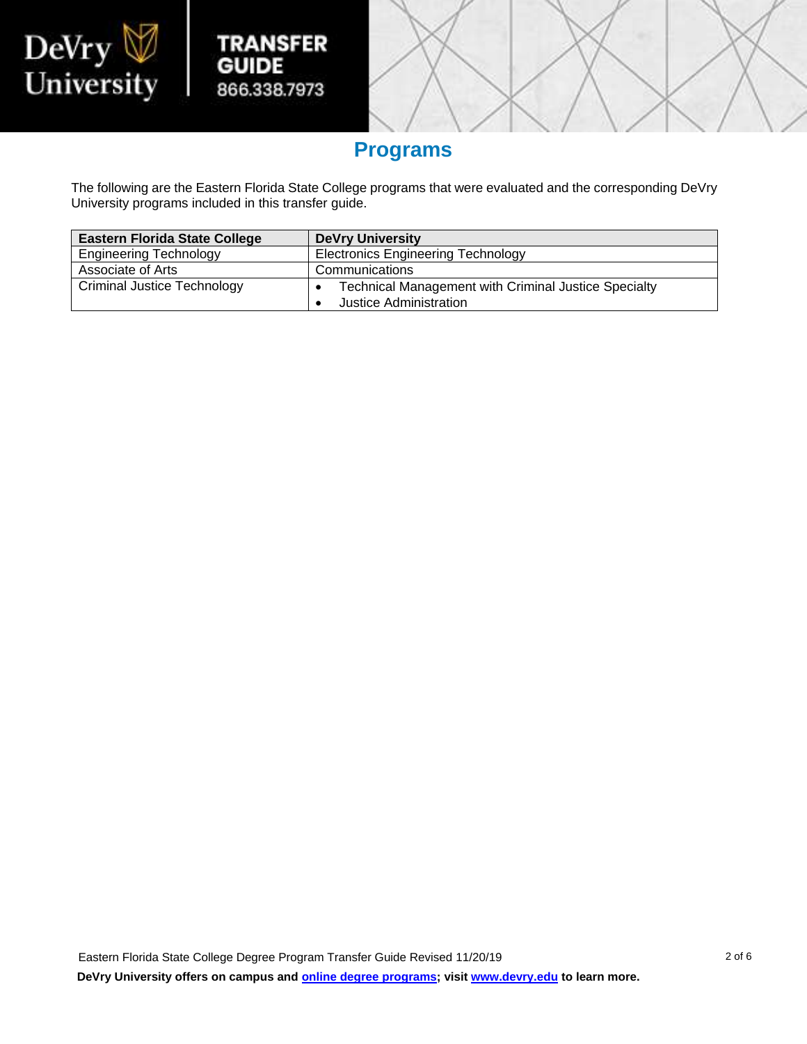## Programs

The following are the Eastern Florida State College programs that were evaluated and the corresponding DeVry University programs included in this transfer guide.

| Eastern Florida State College | DeVry University |
|---|---|
| Engineering Technology | Electronics Engineering Technology |
| Associate of Arts | Communications |
| Criminal Justice Technology | • Technical Management with Criminal Justice Specialty<br>• Justice Administration |

**DeVry University offers on campus and online degree programs; visit www.devry.edu to learn more.**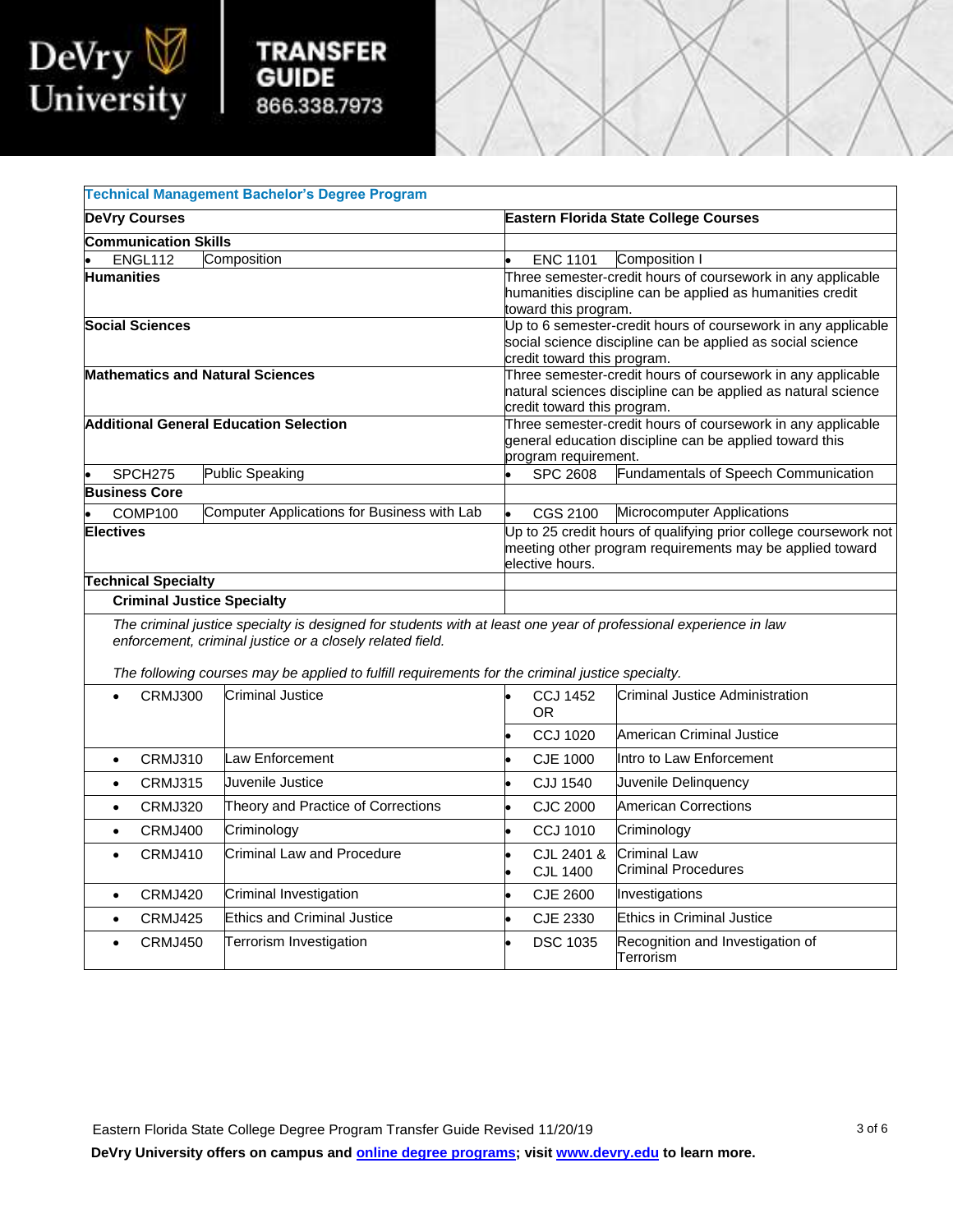| Technical Management Bachelor's Degree Program | | | |
|---|---|---|---|
| **DeVry Courses** | | **Eastern Florida State College Courses** | |
| **Communication Skills** | | | |
| ENGL112 | Composition | ENC 1101 | Composition I |
| **Humanities** | | Three semester-credit hours of coursework in any applicable humanities discipline can be applied as humanities credit toward this program. | |
| **Social Sciences** | | Up to 6 semester-credit hours of coursework in any applicable social science discipline can be applied as social science credit toward this program. | |
| **Mathematics and Natural Sciences** | | Three semester-credit hours of coursework in any applicable natural sciences discipline can be applied as natural science credit toward this program. | |
| **Additional General Education Selection** | | Three semester-credit hours of coursework in any applicable general education discipline can be applied toward this program requirement. | |
| SPCH275 | Public Speaking | SPC 2608 | Fundamentals of Speech Communication |
| **Business Core** | | | |
| COMP100 | Computer Applications for Business with Lab | CGS 2100 | Microcomputer Applications |
| **Electives** | | Up to 25 credit hours of qualifying prior college coursework not meeting other program requirements may be applied toward elective hours. | |
| **Technical Specialty** | | | |
| **Criminal Justice Specialty** | | | |
| *The criminal justice specialty is designed for students with at least one year of professional experience in law enforcement, criminal justice or a closely related field.* *The following courses may be applied to fulfill requirements for the criminal justice specialty.* | | | |
| CRMJ300 | Criminal Justice | CCJ 1452 OR | Criminal Justice Administration |
| | | CCJ 1020 | American Criminal Justice |
| CRMJ310 | Law Enforcement | CJE 1000 | Intro to Law Enforcement |
| CRMJ315 | Juvenile Justice | CJJ 1540 | Juvenile Delinquency |
| CRMJ320 | Theory and Practice of Corrections | CJC 2000 | American Corrections |
| CRMJ400 | Criminology | CCJ 1010 | Criminology |
| CRMJ410 | Criminal Law and Procedure | CJL 2401 & CJL 1400 | Criminal Law Criminal Procedures |
| CRMJ420 | Criminal Investigation | CJE 2600 | Investigations |
| CRMJ425 | Ethics and Criminal Justice | CJE 2330 | Ethics in Criminal Justice |
| CRMJ450 | Terrorism Investigation | DSC 1035 | Recognition and Investigation of Terrorism |

Eastern Florida State College Degree Program Transfer Guide Revised 11/20/19

**DeVry University offers on campus and online degree programs; visit www.devry.edu to learn more.**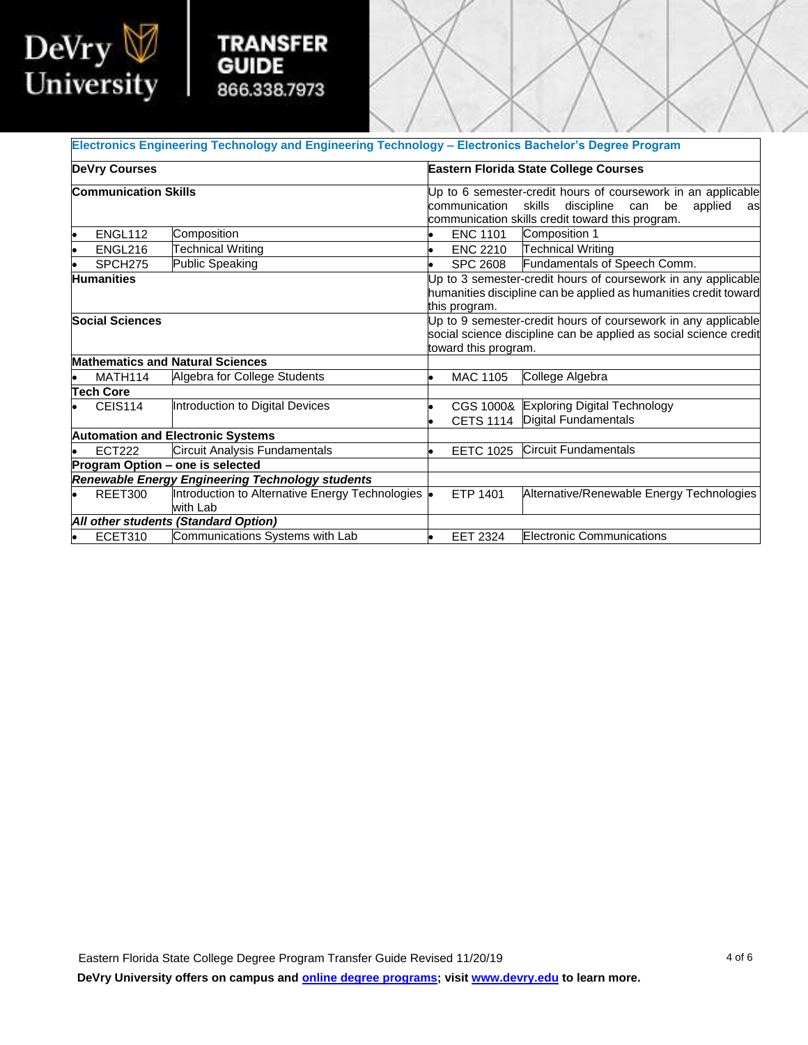DeVry University

**TRANSFER GUIDE**
866.338.7973

| Electronics Engineering Technology and Engineering Technology – Electronics Bachelor's Degree Program | | | |
|---|---|---|---|
| **DeVry Courses** | | **Eastern Florida State College Courses** | |
| **Communication Skills** | | Up to 6 semester-credit hours of coursework in an applicable communication skills discipline can be applied as communication skills credit toward this program. | |
| • ENGL112 | Composition | • ENC 1101 | Composition 1 |
| • ENGL216 | Technical Writing | • ENC 2210 | Technical Writing |
| • SPCH275 | Public Speaking | • SPC 2608 | Fundamentals of Speech Comm. |
| **Humanities** | | Up to 3 semester-credit hours of coursework in any applicable humanities discipline can be applied as humanities credit toward this program. | |
| **Social Sciences** | | Up to 9 semester-credit hours of coursework in any applicable social science discipline can be applied as social science credit toward this program. | |
| **Mathematics and Natural Sciences** | | | |
| • MATH114 | Algebra for College Students | • MAC 1105 | College Algebra |
| **Tech Core** | | | |
| • CEIS114 | Introduction to Digital Devices | • CGS 1000& • CETS 1114 | Exploring Digital Technology Digital Fundamentals |
| **Automation and Electronic Systems** | | | |
| • ECT222 | Circuit Analysis Fundamentals | • EETC 1025 | Circuit Fundamentals |
| **Program Option – one is selected** | | | |
| ***Renewable Energy Engineering Technology students*** | | | |
| • REET300 | Introduction to Alternative Energy Technologies with Lab | • ETP 1401 | Alternative/Renewable Energy Technologies |
| ***All other students (Standard Option)*** | | | |
| • ECET310 | Communications Systems with Lab | • EET 2324 | Electronic Communications |

Eastern Florida State College Degree Program Transfer Guide Revised 11/20/19

**DeVry University offers on campus and [online degree programs](); visit [www.devry.edu]() to learn more.**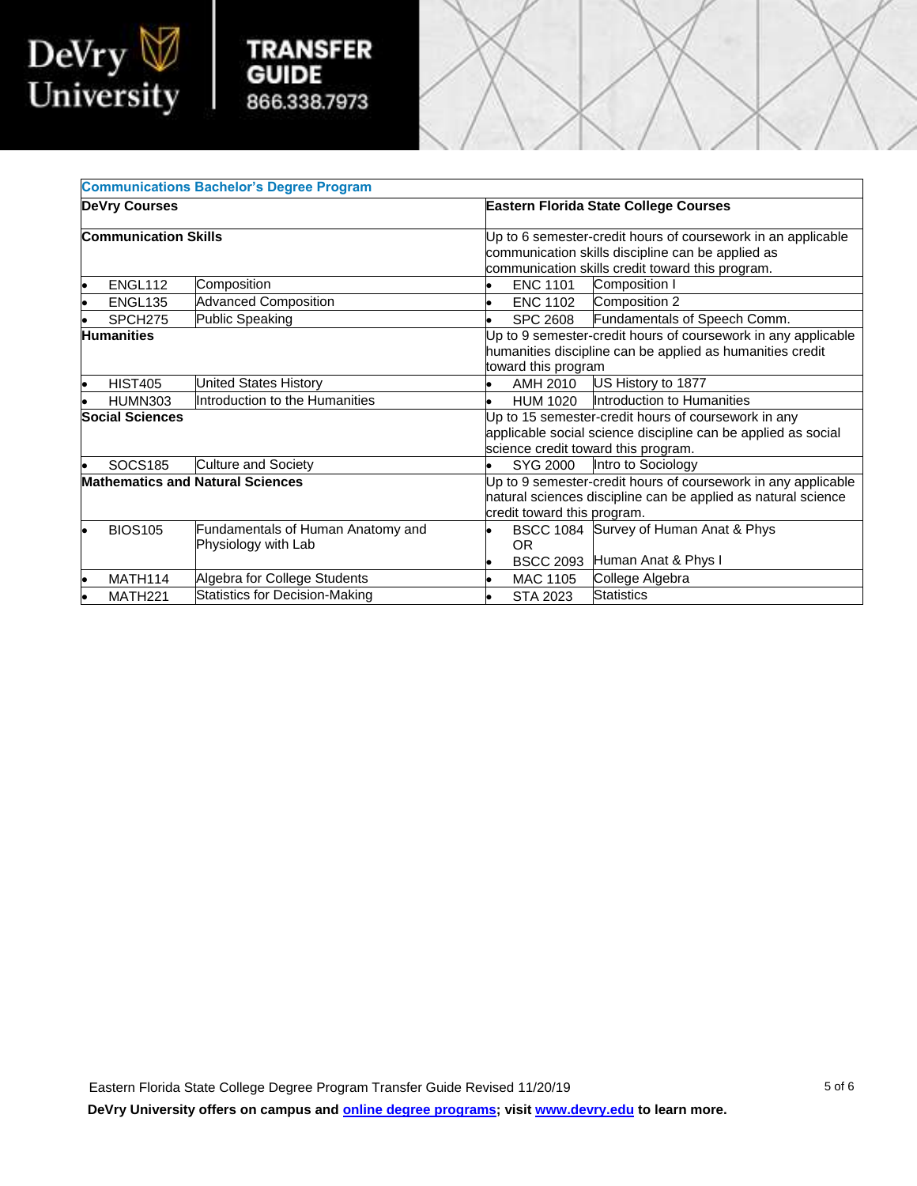| Communications Bachelor's Degree Program | | | |
|---|---|---|---|
| **DeVry Courses** | | **Eastern Florida State College Courses** | |
| **Communication Skills** | | Up to 6 semester-credit hours of coursework in an applicable communication skills discipline can be applied as communication skills credit toward this program. | |
| • ENGL112 | Composition | • ENC 1101 | Composition I |
| • ENGL135 | Advanced Composition | • ENC 1102 | Composition 2 |
| • SPCH275 | Public Speaking | • SPC 2608 | Fundamentals of Speech Comm. |
| **Humanities** | | Up to 9 semester-credit hours of coursework in any applicable humanities discipline can be applied as humanities credit toward this program | |
| • HIST405 | United States History | • AMH 2010 | US History to 1877 |
| • HUMN303 | Introduction to the Humanities | • HUM 1020 | Introduction to Humanities |
| **Social Sciences** | | Up to 15 semester-credit hours of coursework in any applicable social science discipline can be applied as social science credit toward this program. | |
| • SOCS185 | Culture and Society | • SYG 2000 | Intro to Sociology |
| **Mathematics and Natural Sciences** | | Up to 9 semester-credit hours of coursework in any applicable natural sciences discipline can be applied as natural science credit toward this program. | |
| • BIOS105 | Fundamentals of Human Anatomy and Physiology with Lab | • BSCC 1084 OR<br>• BSCC 2093 | Survey of Human Anat & Phys<br>Human Anat & Phys I |
| • MATH114 | Algebra for College Students | • MAC 1105 | College Algebra |
| • MATH221 | Statistics for Decision-Making | • STA 2023 | Statistics |

Eastern Florida State College Degree Program Transfer Guide Revised 11/20/19

**DeVry University offers on campus and [online degree programs]; visit [www.devry.edu] to learn more.**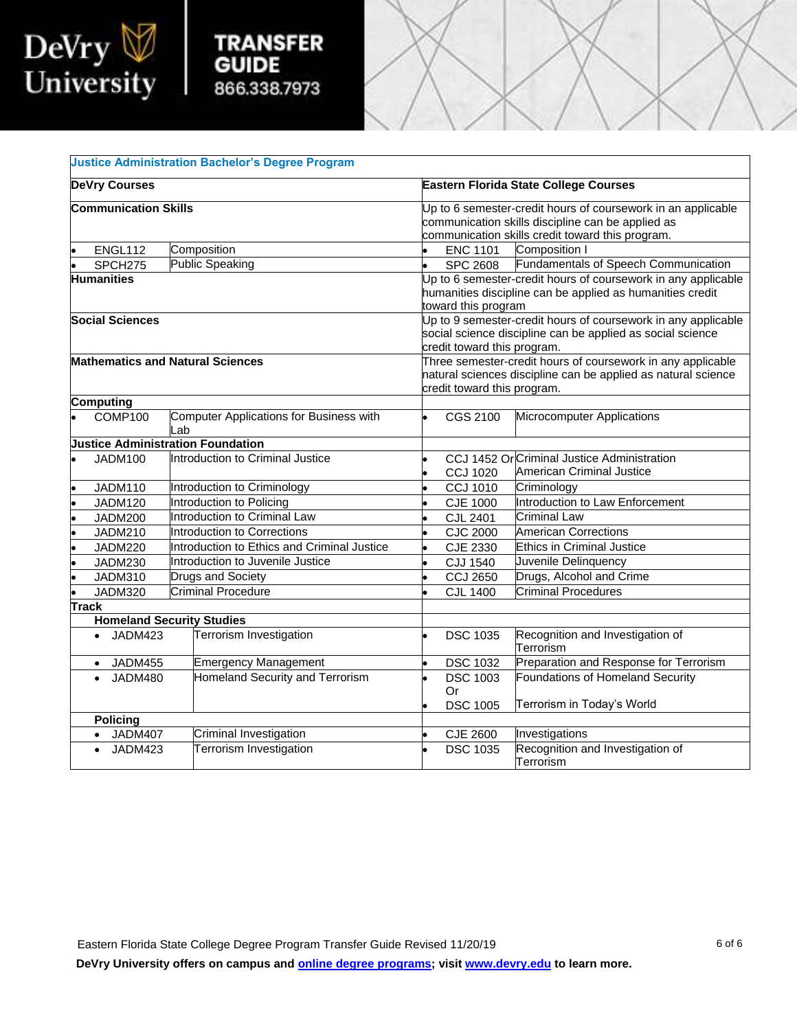| Justice Administration Bachelor's Degree Program | | | |
|---|---|---|---|
| **DeVry Courses** | | **Eastern Florida State College Courses** | |
| **Communication Skills** | | Up to 6 semester-credit hours of coursework in an applicable communication skills discipline can be applied as communication skills credit toward this program. | |
| • ENGL112 | Composition | • ENC 1101 | Composition I |
| • SPCH275 | Public Speaking | • SPC 2608 | Fundamentals of Speech Communication |
| **Humanities** | | Up to 6 semester-credit hours of coursework in any applicable humanities discipline can be applied as humanities credit toward this program | |
| **Social Sciences** | | Up to 9 semester-credit hours of coursework in any applicable social science discipline can be applied as social science credit toward this program. | |
| **Mathematics and Natural Sciences** | | Three semester-credit hours of coursework in any applicable natural sciences discipline can be applied as natural science credit toward this program. | |
| **Computing** | | | |
| • COMP100 | Computer Applications for Business with Lab | • CGS 2100 | Microcomputer Applications |
| **Justice Administration Foundation** | | | |
| • JADM100 | Introduction to Criminal Justice | • CCJ 1452 Or<br>• CCJ 1020 | Criminal Justice Administration<br>American Criminal Justice |
| • JADM110 | Introduction to Criminology | • CCJ 1010 | Criminology |
| • JADM120 | Introduction to Policing | • CJE 1000 | Introduction to Law Enforcement |
| • JADM200 | Introduction to Criminal Law | • CJL 2401 | Criminal Law |
| • JADM210 | Introduction to Corrections | • CJC 2000 | American Corrections |
| • JADM220 | Introduction to Ethics and Criminal Justice | • CJE 2330 | Ethics in Criminal Justice |
| • JADM230 | Introduction to Juvenile Justice | • CJJ 1540 | Juvenile Delinquency |
| • JADM310 | Drugs and Society | • CCJ 2650 | Drugs, Alcohol and Crime |
| • JADM320 | Criminal Procedure | • CJL 1400 | Criminal Procedures |
| **Track** | | | |
| **Homeland Security Studies** | | | |
| • JADM423 | Terrorism Investigation | • DSC 1035 | Recognition and Investigation of Terrorism |
| • JADM455 | Emergency Management | • DSC 1032 | Preparation and Response for Terrorism |
| • JADM480 | Homeland Security and Terrorism | • DSC 1003 Or<br>• DSC 1005 | Foundations of Homeland Security<br>Terrorism in Today's World |
| **Policing** | | | |
| • JADM407 | Criminal Investigation | • CJE 2600 | Investigations |
| • JADM423 | Terrorism Investigation | • DSC 1035 | Recognition and Investigation of Terrorism |

Eastern Florida State College Degree Program Transfer Guide Revised 11/20/19

**DeVry University offers on campus and online degree programs; visit www.devry.edu to learn more.**